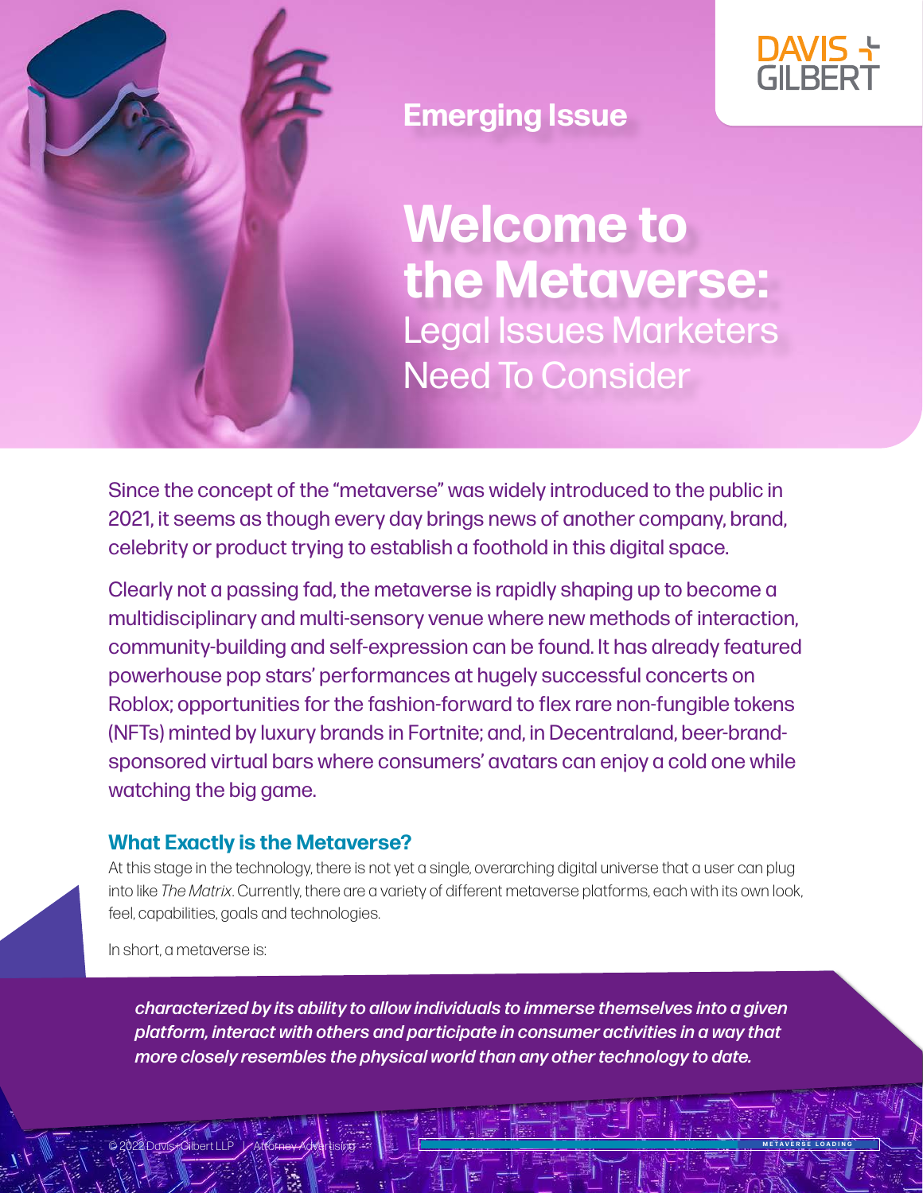DAVIS + GILBERT

**Emerging Issue**

# Welcome to the Metaverse: Legal Issues Marketers Need To Consider

Since the concept of the "metaverse" was widely introduced to the public in 2021, it seems as though every day brings news of another company, brand, celebrity or product trying to establish a foothold in this digital space.

Clearly not a passing fad, the metaverse is rapidly shaping up to become a multidisciplinary and multi-sensory venue where new methods of interaction, community-building and self-expression can be found. It has already featured powerhouse pop stars' performances at hugely successful concerts on Roblox; opportunities for the fashion-forward to flex rare non-fungible tokens (NFTs) minted by luxury brands in Fortnite; and, in Decentraland, beer-brand-sponsored virtual bars where consumers' avatars can enjoy a cold one while watching the big game.

## What Exactly is the Metaverse?

At this stage in the technology, there is not yet a single, overarching digital universe that a user can plug into like *The Matrix*. Currently, there are a variety of different metaverse platforms, each with its own look, feel, capabilities, goals and technologies.

In short, a metaverse is:

> ***characterized by its ability to allow individuals to immerse themselves into a given platform, interact with others and participate in consumer activities in a way that more closely resembles the physical world than any other technology to date.***

© 2022 Davis+Gilbert LLP | Attorney Advertising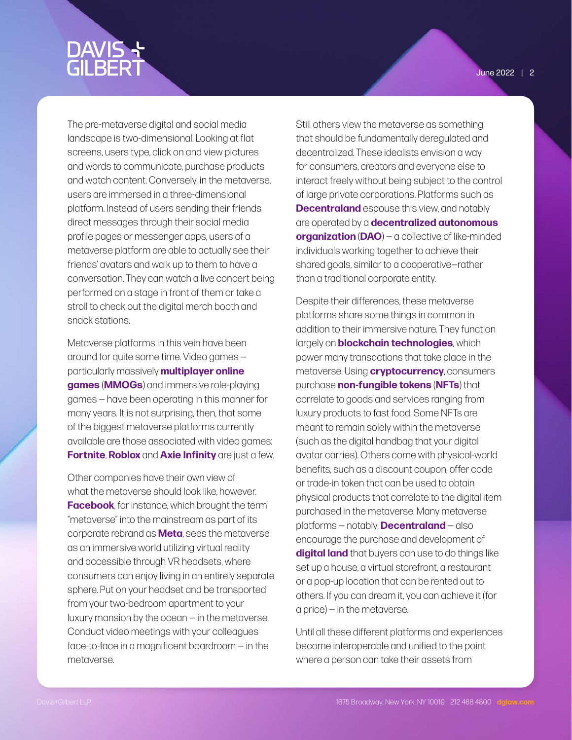The pre-metaverse digital and social media landscape is two-dimensional. Looking at flat screens, users type, click on and view pictures and words to communicate, purchase products and watch content. Conversely, in the metaverse, users are immersed in a three-dimensional platform. Instead of users sending their friends direct messages through their social media profile pages or messenger apps, users of a metaverse platform are able to actually see their friends' avatars and walk up to them to have a conversation. They can watch a live concert being performed on a stage in front of them or take a stroll to check out the digital merch booth and snack stations.

Metaverse platforms in this vein have been around for quite some time. Video games — particularly massively **multiplayer online games** (**MMOGs**) and immersive role-playing games — have been operating in this manner for many years. It is not surprising, then, that some of the biggest metaverse platforms currently available are those associated with video games: **Fortnite**, **Roblox** and **Axie Infinity** are just a few.

Other companies have their own view of what the metaverse should look like, however. **Facebook**, for instance, which brought the term "metaverse" into the mainstream as part of its corporate rebrand as **Meta**, sees the metaverse as an immersive world utilizing virtual reality and accessible through VR headsets, where consumers can enjoy living in an entirely separate sphere. Put on your headset and be transported from your two-bedroom apartment to your luxury mansion by the ocean — in the metaverse. Conduct video meetings with your colleagues face-to-face in a magnificent boardroom — in the metaverse.

Still others view the metaverse as something that should be fundamentally deregulated and decentralized. These idealists envision a way for consumers, creators and everyone else to interact freely without being subject to the control of large private corporations. Platforms such as **Decentraland** espouse this view, and notably are operated by a **decentralized autonomous organization** (**DAO**) — a collective of like-minded individuals working together to achieve their shared goals, similar to a cooperative—rather than a traditional corporate entity.

Despite their differences, these metaverse platforms share some things in common in addition to their immersive nature. They function largely on **blockchain technologies**, which power many transactions that take place in the metaverse. Using **cryptocurrency**, consumers purchase **non-fungible tokens** (**NFTs**) that correlate to goods and services ranging from luxury products to fast food. Some NFTs are meant to remain solely within the metaverse (such as the digital handbag that your digital avatar carries). Others come with physical-world benefits, such as a discount coupon, offer code or trade-in token that can be used to obtain physical products that correlate to the digital item purchased in the metaverse. Many metaverse platforms — notably, **Decentraland** — also encourage the purchase and development of **digital land** that buyers can use to do things like set up a house, a virtual storefront, a restaurant or a pop-up location that can be rented out to others. If you can dream it, you can achieve it (for a price) — in the metaverse.

Until all these different platforms and experiences become interoperable and unified to the point where a person can take their assets from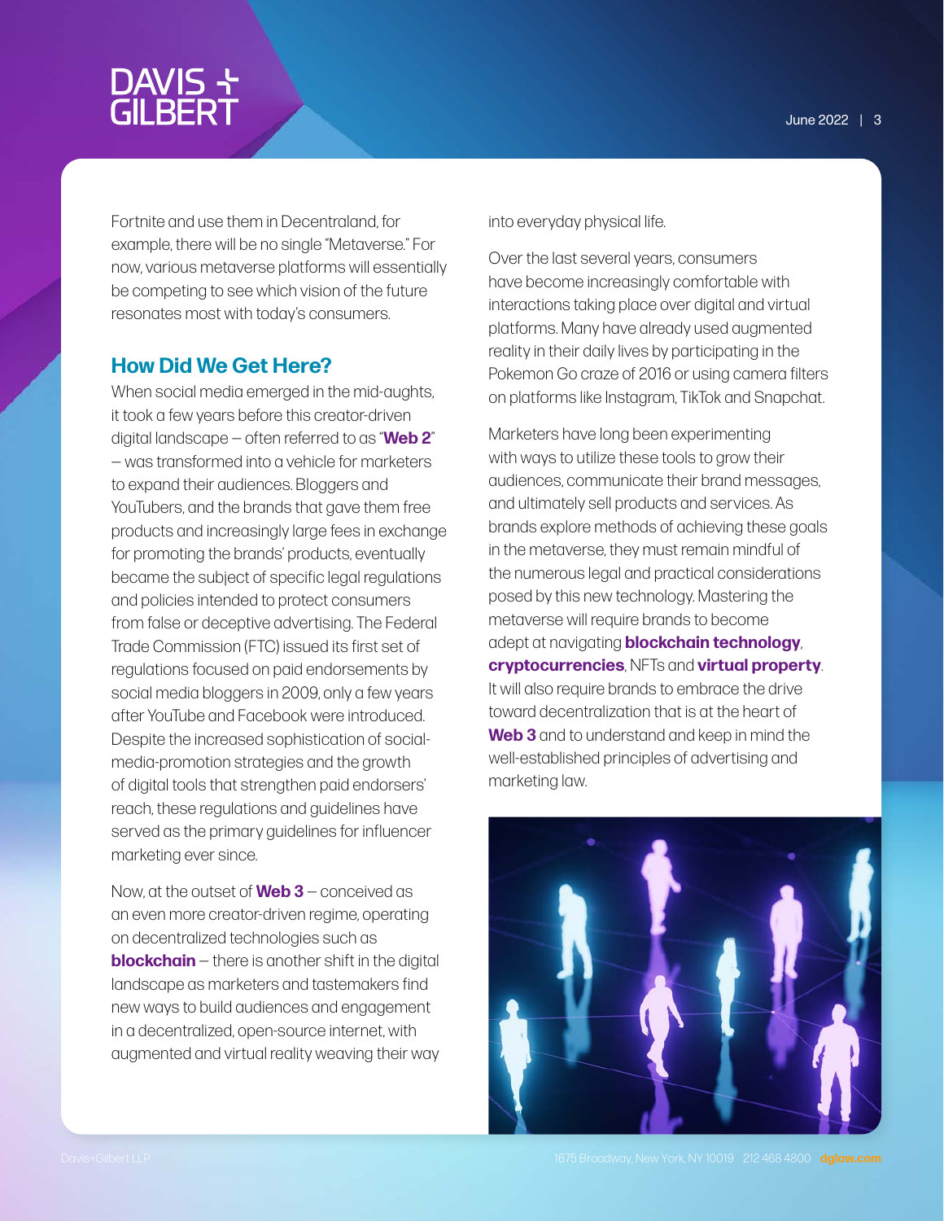Fortnite and use them in Decentraland, for example, there will be no single "Metaverse." For now, various metaverse platforms will essentially be competing to see which vision of the future resonates most with today's consumers.

## How Did We Get Here?

When social media emerged in the mid-aughts, it took a few years before this creator-driven digital landscape — often referred to as "**Web 2**" — was transformed into a vehicle for marketers to expand their audiences. Bloggers and YouTubers, and the brands that gave them free products and increasingly large fees in exchange for promoting the brands' products, eventually became the subject of specific legal regulations and policies intended to protect consumers from false or deceptive advertising. The Federal Trade Commission (FTC) issued its first set of regulations focused on paid endorsements by social media bloggers in 2009, only a few years after YouTube and Facebook were introduced. Despite the increased sophistication of social-media-promotion strategies and the growth of digital tools that strengthen paid endorsers' reach, these regulations and guidelines have served as the primary guidelines for influencer marketing ever since.

Now, at the outset of **Web 3** — conceived as an even more creator-driven regime, operating on decentralized technologies such as **blockchain** — there is another shift in the digital landscape as marketers and tastemakers find new ways to build audiences and engagement in a decentralized, open-source internet, with augmented and virtual reality weaving their way into everyday physical life.

Over the last several years, consumers have become increasingly comfortable with interactions taking place over digital and virtual platforms. Many have already used augmented reality in their daily lives by participating in the Pokemon Go craze of 2016 or using camera filters on platforms like Instagram, TikTok and Snapchat.

Marketers have long been experimenting with ways to utilize these tools to grow their audiences, communicate their brand messages, and ultimately sell products and services. As brands explore methods of achieving these goals in the metaverse, they must remain mindful of the numerous legal and practical considerations posed by this new technology. Mastering the metaverse will require brands to become adept at navigating **blockchain technology**, **cryptocurrencies**, NFTs and **virtual property**. It will also require brands to embrace the drive toward decentralization that is at the heart of **Web 3** and to understand and keep in mind the well-established principles of advertising and marketing law.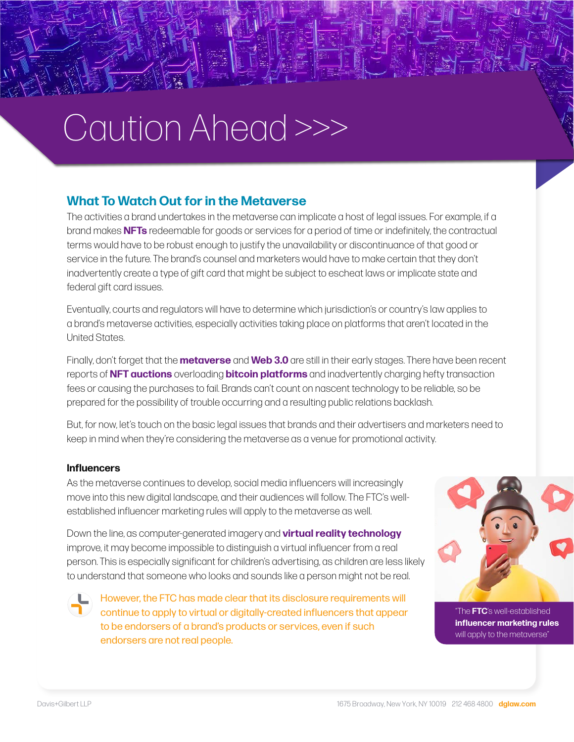# Caution Ahead >>>

## What To Watch Out for in the Metaverse

The activities a brand undertakes in the metaverse can implicate a host of legal issues. For example, if a brand makes **NFTs** redeemable for goods or services for a period of time or indefinitely, the contractual terms would have to be robust enough to justify the unavailability or discontinuance of that good or service in the future. The brand's counsel and marketers would have to make certain that they don't inadvertently create a type of gift card that might be subject to escheat laws or implicate state and federal gift card issues.

Eventually, courts and regulators will have to determine which jurisdiction's or country's law applies to a brand's metaverse activities, especially activities taking place on platforms that aren't located in the United States.

Finally, don't forget that the **metaverse** and **Web 3.0** are still in their early stages. There have been recent reports of **NFT auctions** overloading **bitcoin platforms** and inadvertently charging hefty transaction fees or causing the purchases to fail. Brands can't count on nascent technology to be reliable, so be prepared for the possibility of trouble occurring and a resulting public relations backlash.

But, for now, let's touch on the basic legal issues that brands and their advertisers and marketers need to keep in mind when they're considering the metaverse as a venue for promotional activity.

### Influencers

As the metaverse continues to develop, social media influencers will increasingly move into this new digital landscape, and their audiences will follow. The FTC's well-established influencer marketing rules will apply to the metaverse as well.

Down the line, as computer-generated imagery and **virtual reality technology** improve, it may become impossible to distinguish a virtual influencer from a real person. This is especially significant for children's advertising, as children are less likely to understand that someone who looks and sounds like a person might not be real.

However, the FTC has made clear that its disclosure requirements will continue to apply to virtual or digitally-created influencers that appear to be endorsers of a brand's products or services, even if such endorsers are not real people.

"The **FTC**'s well-established **influencer marketing rules** will apply to the metaverse"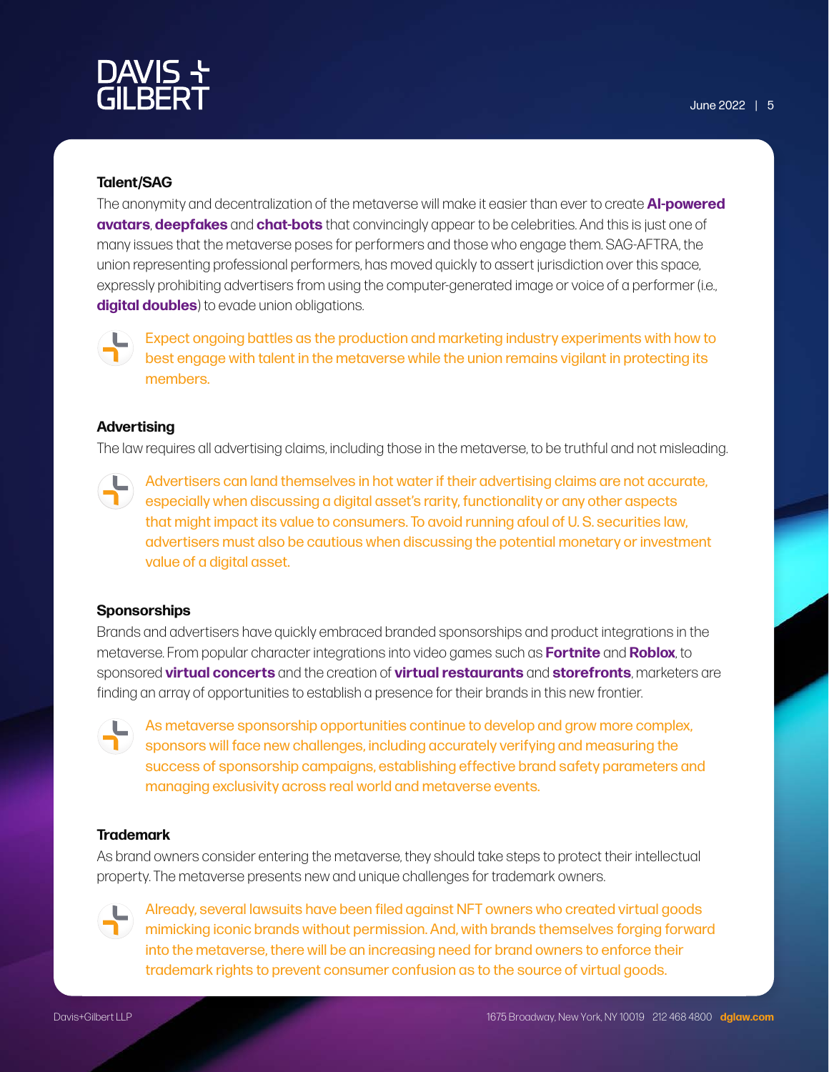### Talent/SAG

The anonymity and decentralization of the metaverse will make it easier than ever to create **AI-powered avatars**, **deepfakes** and **chat-bots** that convincingly appear to be celebrities. And this is just one of many issues that the metaverse poses for performers and those who engage them. SAG-AFTRA, the union representing professional performers, has moved quickly to assert jurisdiction over this space, expressly prohibiting advertisers from using the computer-generated image or voice of a performer (i.e., **digital doubles**) to evade union obligations.

Expect ongoing battles as the production and marketing industry experiments with how to best engage with talent in the metaverse while the union remains vigilant in protecting its members.

### Advertising

The law requires all advertising claims, including those in the metaverse, to be truthful and not misleading.

Advertisers can land themselves in hot water if their advertising claims are not accurate, especially when discussing a digital asset's rarity, functionality or any other aspects that might impact its value to consumers. To avoid running afoul of U. S. securities law, advertisers must also be cautious when discussing the potential monetary or investment value of a digital asset.

### Sponsorships

Brands and advertisers have quickly embraced branded sponsorships and product integrations in the metaverse. From popular character integrations into video games such as **Fortnite** and **Roblox**, to sponsored **virtual concerts** and the creation of **virtual restaurants** and **storefronts**, marketers are finding an array of opportunities to establish a presence for their brands in this new frontier.

As metaverse sponsorship opportunities continue to develop and grow more complex, sponsors will face new challenges, including accurately verifying and measuring the success of sponsorship campaigns, establishing effective brand safety parameters and managing exclusivity across real world and metaverse events.

### Trademark

As brand owners consider entering the metaverse, they should take steps to protect their intellectual property. The metaverse presents new and unique challenges for trademark owners.

Already, several lawsuits have been filed against NFT owners who created virtual goods mimicking iconic brands without permission. And, with brands themselves forging forward into the metaverse, there will be an increasing need for brand owners to enforce their trademark rights to prevent consumer confusion as to the source of virtual goods.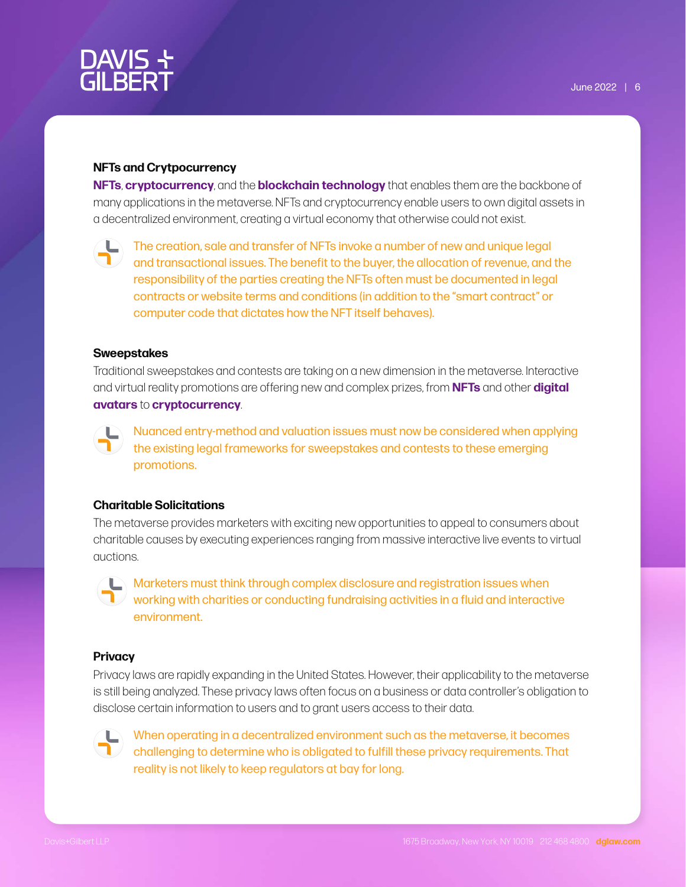### NFTs and Crytpocurrency

**NFTs**, **cryptocurrency**, and the **blockchain technology** that enables them are the backbone of many applications in the metaverse. NFTs and cryptocurrency enable users to own digital assets in a decentralized environment, creating a virtual economy that otherwise could not exist.

The creation, sale and transfer of NFTs invoke a number of new and unique legal and transactional issues. The benefit to the buyer, the allocation of revenue, and the responsibility of the parties creating the NFTs often must be documented in legal contracts or website terms and conditions (in addition to the "smart contract" or computer code that dictates how the NFT itself behaves).

### Sweepstakes

Traditional sweepstakes and contests are taking on a new dimension in the metaverse. Interactive and virtual reality promotions are offering new and complex prizes, from **NFTs** and other **digital avatars** to **cryptocurrency**.

Nuanced entry-method and valuation issues must now be considered when applying the existing legal frameworks for sweepstakes and contests to these emerging promotions.

### Charitable Solicitations

The metaverse provides marketers with exciting new opportunities to appeal to consumers about charitable causes by executing experiences ranging from massive interactive live events to virtual auctions.

Marketers must think through complex disclosure and registration issues when working with charities or conducting fundraising activities in a fluid and interactive environment.

### Privacy

Privacy laws are rapidly expanding in the United States. However, their applicability to the metaverse is still being analyzed. These privacy laws often focus on a business or data controller's obligation to disclose certain information to users and to grant users access to their data.

When operating in a decentralized environment such as the metaverse, it becomes challenging to determine who is obligated to fulfill these privacy requirements. That reality is not likely to keep regulators at bay for long.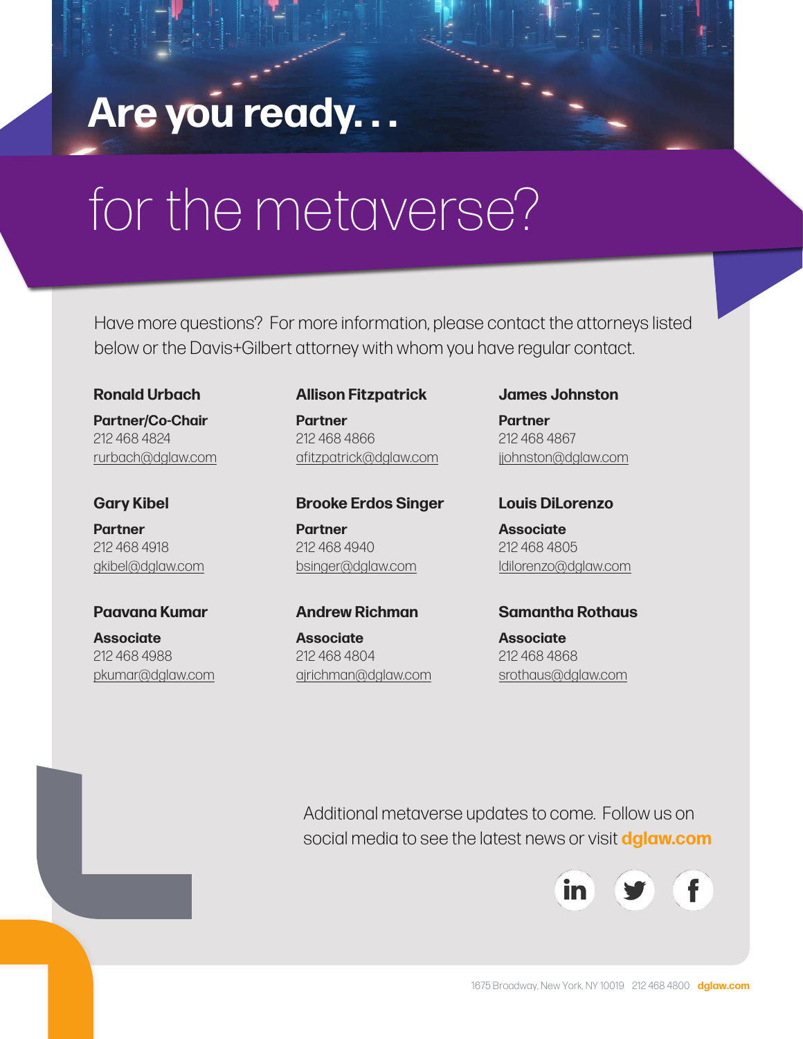# Are you ready. . .

# for the metaverse?

Have more questions? For more information, please contact the attorneys listed below or the Davis+Gilbert attorney with whom you have regular contact.

**Ronald Urbach**

**Partner/Co-Chair**
212 468 4824
rurbach@dglaw.com

**Allison Fitzpatrick**

**Partner**
212 468 4866
afitzpatrick@dglaw.com

**James Johnston**

**Partner**
212 468 4867
jjohnston@dglaw.com

**Gary Kibel**

**Partner**
212 468 4918
gkibel@dglaw.com

**Brooke Erdos Singer**

**Partner**
212 468 4940
bsinger@dglaw.com

**Louis DiLorenzo**

**Associate**
212 468 4805
ldilorenzo@dglaw.com

**Paavana Kumar**

**Associate**
212 468 4988
pkumar@dglaw.com

**Andrew Richman**

**Associate**
212 468 4804
ajrichman@dglaw.com

**Samantha Rothaus**

**Associate**
212 468 4868
srothaus@dglaw.com

Additional metaverse updates to come. Follow us on social media to see the latest news or visit **dglaw.com**

1675 Broadway, New York, NY 10019 212 468 4800 **dglaw.com**